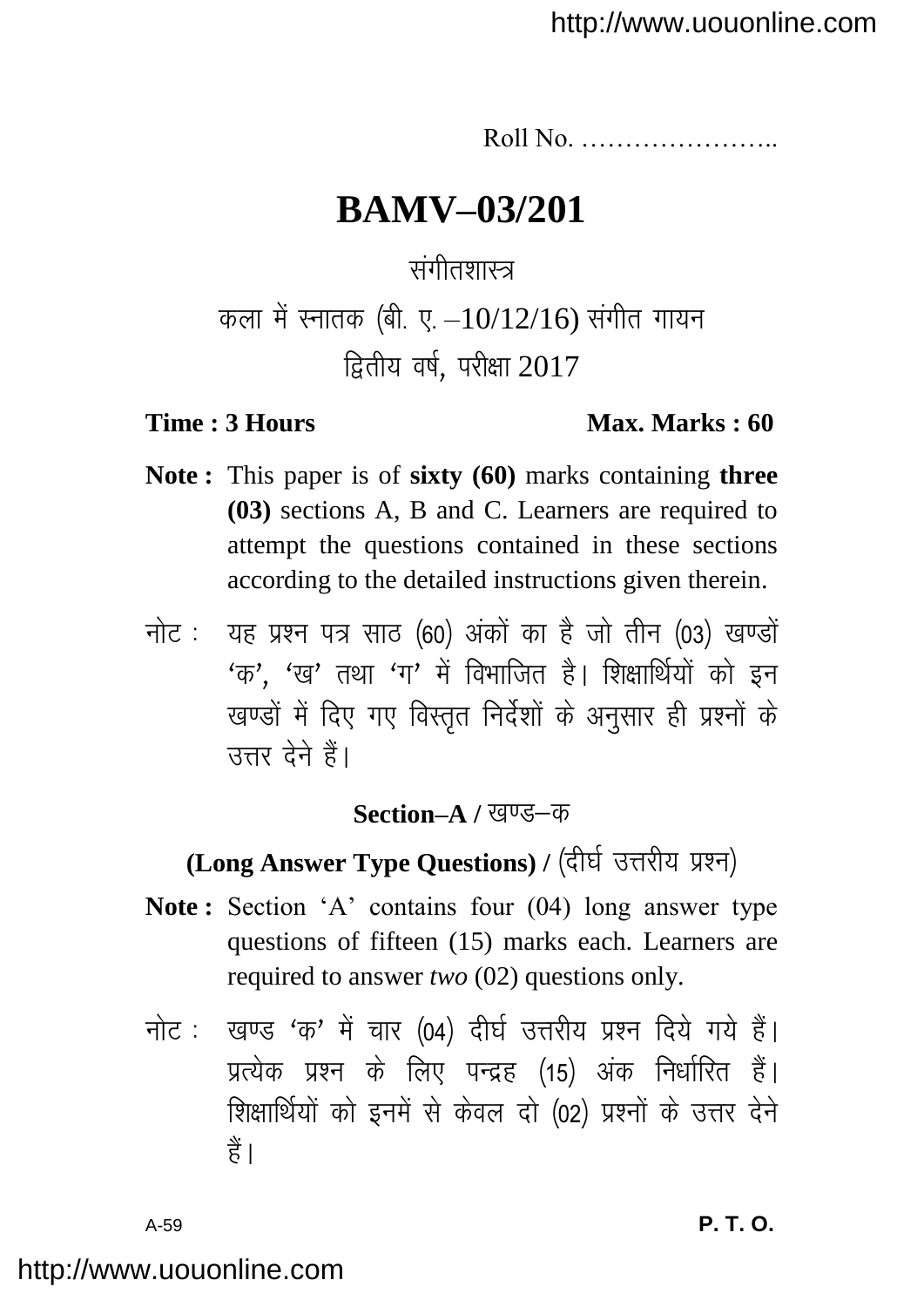Roll No. …………………..

# BAMV–03/201

संगीतशास्त्र

कला में स्नातक (बी. ए. –10/12/16) संगीत गायन

द्वितीय वर्ष, परीक्षा 2017

**Time : 3 Hours** **Max. Marks : 60**

**Note :** This paper is of **sixty (60)** marks containing **three (03)** sections A, B and C. Learners are required to attempt the questions contained in these sections according to the detailed instructions given therein.

नोट : यह प्रश्न पत्र साठ (60) अंकों का है जो तीन (03) खण्डों 'क', 'ख' तथा 'ग' में विभाजित है। शिक्षार्थियों को इन खण्डों में दिए गए विस्तृत निर्देशों के अनुसार ही प्रश्नों के उत्तर देने हैं।

## Section–A / खण्ड–क

**(Long Answer Type Questions) /** (दीर्घ उत्तरीय प्रश्न)

**Note :** Section 'A' contains four (04) long answer type questions of fifteen (15) marks each. Learners are required to answer *two* (02) questions only.

नोट : खण्ड 'क' में चार (04) दीर्घ उत्तरीय प्रश्न दिये गये हैं। प्रत्येक प्रश्न के लिए पन्द्रह (15) अंक निर्धारित हैं। शिक्षार्थियों को इनमें से केवल दो (02) प्रश्नों के उत्तर देने हैं।

A-59 **P. T. O.**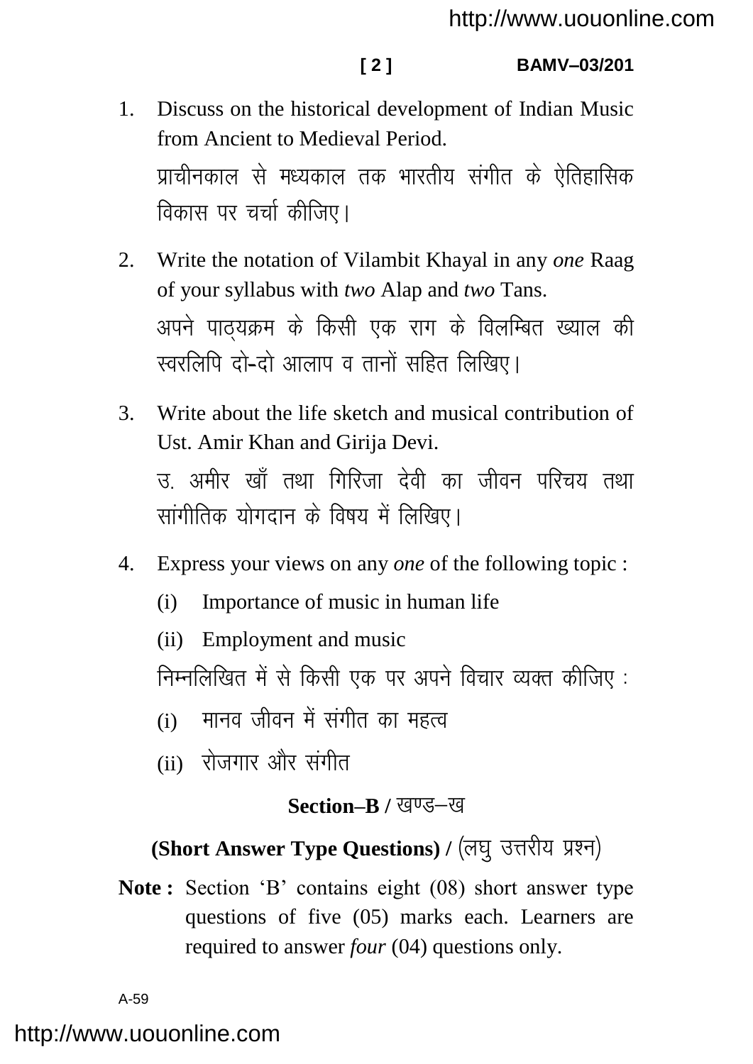1. Discuss on the historical development of Indian Music from Ancient to Medieval Period.

   प्राचीनकाल से मध्यकाल तक भारतीय संगीत के ऐतिहासिक विकास पर चर्चा कीजिए।

2. Write the notation of Vilambit Khayal in any *one* Raag of your syllabus with *two* Alap and *two* Tans.

   अपने पाठ्यक्रम के किसी एक राग के विलम्बित ख्याल की स्वरलिपि दो-दो आलाप व तानों सहित लिखिए।

3. Write about the life sketch and musical contribution of Ust. Amir Khan and Girija Devi.

   उ. अमीर खाँ तथा गिरिजा देवी का जीवन परिचय तथा सांगीतिक योगदान के विषय में लिखिए।

4. Express your views on any *one* of the following topic :

   (i) Importance of music in human life

   (ii) Employment and music

   निम्नलिखित में से किसी एक पर अपने विचार व्यक्त कीजिए :

   (i) मानव जीवन में संगीत का महत्व

   (ii) रोजगार और संगीत

## Section–B / खण्ड–ख

### (Short Answer Type Questions) / (लघु उत्तरीय प्रश्न)

**Note :** Section 'B' contains eight (08) short answer type questions of five (05) marks each. Learners are required to answer *four* (04) questions only.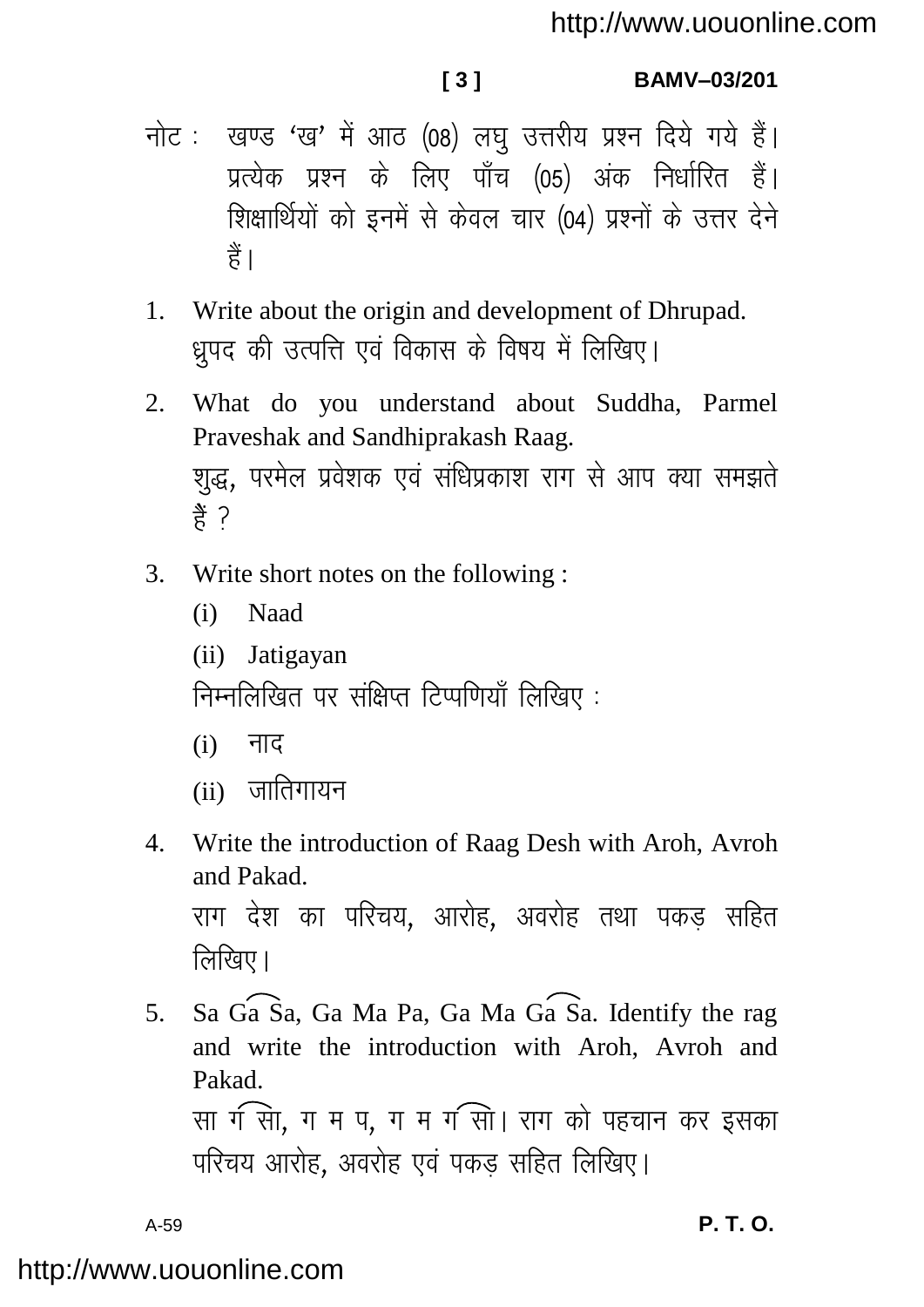नोट : खण्ड 'ख' में आठ (08) लघु उत्तरीय प्रश्न दिये गये हैं। प्रत्येक प्रश्न के लिए पाँच (05) अंक निर्धारित हैं। शिक्षार्थियों को इनमें से केवल चार (04) प्रश्नों के उत्तर देने हैं।

1. Write about the origin and development of Dhrupad.
   ध्रुपद की उत्पत्ति एवं विकास के विषय में लिखिए।

2. What do you understand about Suddha, Parmel Praveshak and Sandhiprakash Raag.
   शुद्ध, परमेल प्रवेशक एवं संधिप्रकाश राग से आप क्या समझते हैं ?

3. Write short notes on the following :
   (i) Naad
   (ii) Jatigayan

   निम्नलिखित पर संक्षिप्त टिप्पणियाँ लिखिए :
   (i) नाद
   (ii) जातिगायन

4. Write the introduction of Raag Desh with Aroh, Avroh and Pakad.
   राग देश का परिचय, आरोह, अवरोह तथा पकड़ सहित लिखिए।

5. Sa Ga Sa, Ga Ma Pa, Ga Ma Ga Sa. Identify the rag and write the introduction with Aroh, Avroh and Pakad.
   सा ग सा, ग म प, ग म ग सा। राग को पहचान कर इसका परिचय आरोह, अवरोह एवं पकड़ सहित लिखिए।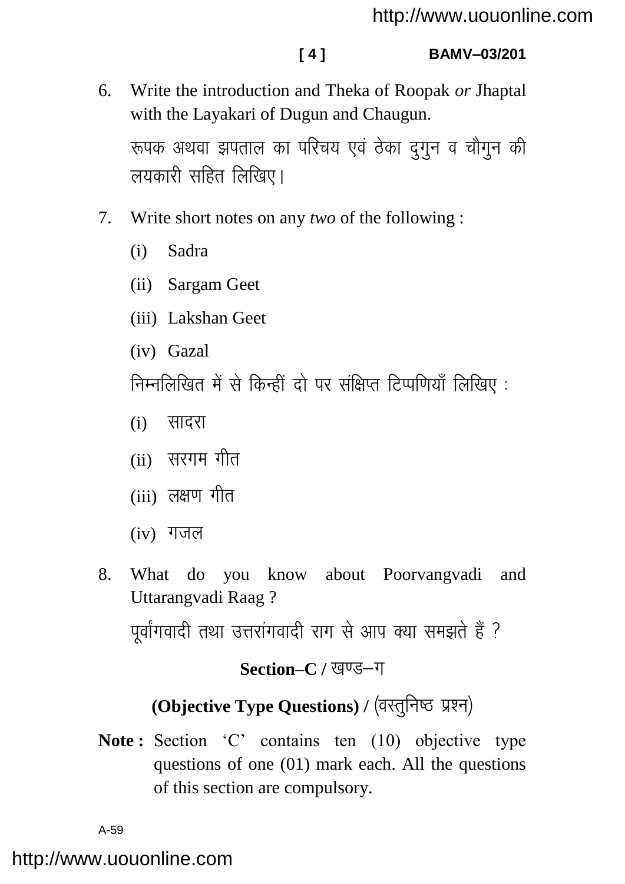6. Write the introduction and Theka of Roopak *or* Jhaptal with the Layakari of Dugun and Chaugun.

   रूपक अथवा झपताल का परिचय एवं ठेका दुगुन व चौगुन की लयकारी सहित लिखिए।

7. Write short notes on any *two* of the following :

   (i) Sadra

   (ii) Sargam Geet

   (iii) Lakshan Geet

   (iv) Gazal

   निम्नलिखित में से किन्हीं दो पर संक्षिप्त टिप्पणियाँ लिखिए :

   (i) सादरा

   (ii) सरगम गीत

   (iii) लक्षण गीत

   (iv) गजल

8. What do you know about Poorvangvadi and Uttarangvadi Raag ?

   पूर्वांगवादी तथा उत्तरांगवादी राग से आप क्या समझते हैं ?

## Section–C / खण्ड–ग

## (Objective Type Questions) / (वस्तुनिष्ठ प्रश्न)

**Note :** Section 'C' contains ten (10) objective type questions of one (01) mark each. All the questions of this section are compulsory.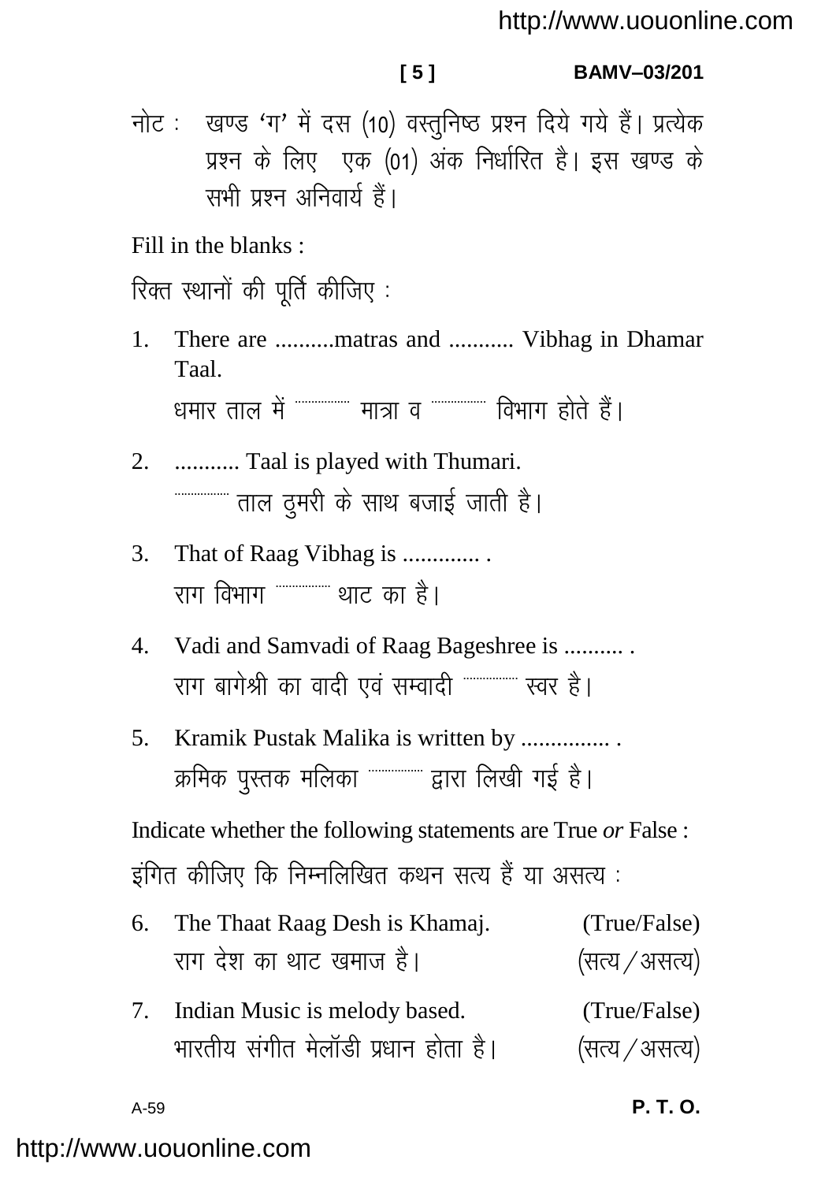नोट : खण्ड 'ग' में दस (10) वस्तुनिष्ठ प्रश्न दिये गये हैं। प्रत्येक प्रश्न के लिए एक (01) अंक निर्धारित है। इस खण्ड के सभी प्रश्न अनिवार्य हैं।

Fill in the blanks :

रिक्त स्थानों की पूर्ति कीजिए :

1. There are ..........matras and ........... Vibhag in Dhamar Taal.

   धमार ताल में ............... मात्रा व ............... विभाग होते हैं।

2. ........... Taal is played with Thumari.

   ............... ताल ठुमरी के साथ बजाई जाती है।

3. That of Raag Vibhag is ............. .

   राग विभाग ............... थाट का है।

4. Vadi and Samvadi of Raag Bageshree is .......... .

   राग बागेश्री का वादी एवं सम्वादी ............... स्वर है।

5. Kramik Pustak Malika is written by ............... .

   क्रमिक पुस्तक मलिका ............... द्वारा लिखी गई है।

Indicate whether the following statements are True *or* False :

इंगित कीजिए कि निम्नलिखित कथन सत्य हैं या असत्य :

6. The Thaat Raag Desh is Khamaj. (True/False)

   राग देश का थाट खमाज है। (सत्य/असत्य)

7. Indian Music is melody based. (True/False)

   भारतीय संगीत मेलॉडी प्रधान होता है। (सत्य/असत्य)

A-59

**P. T. O.**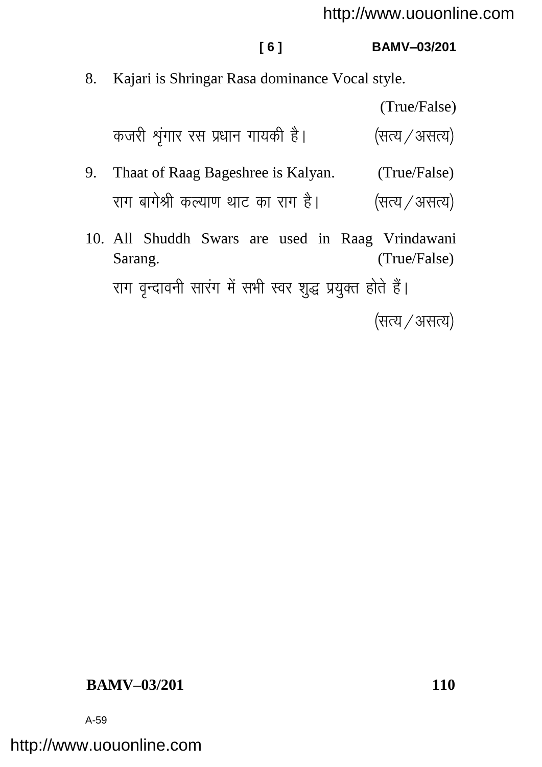8. Kajari is Shringar Rasa dominance Vocal style. (True/False)

   कजरी शृंगार रस प्रधान गायकी है। (सत्य/असत्य)

9. Thaat of Raag Bageshree is Kalyan. (True/False)

   राग बागेश्री कल्याण थाट का राग है। (सत्य/असत्य)

10. All Shuddh Swars are used in Raag Vrindawani Sarang. (True/False)

    राग वृन्दावनी सारंग में सभी स्वर शुद्ध प्रयुक्त होते हैं। (सत्य/असत्य)

BAMV–03/201 110

A-59